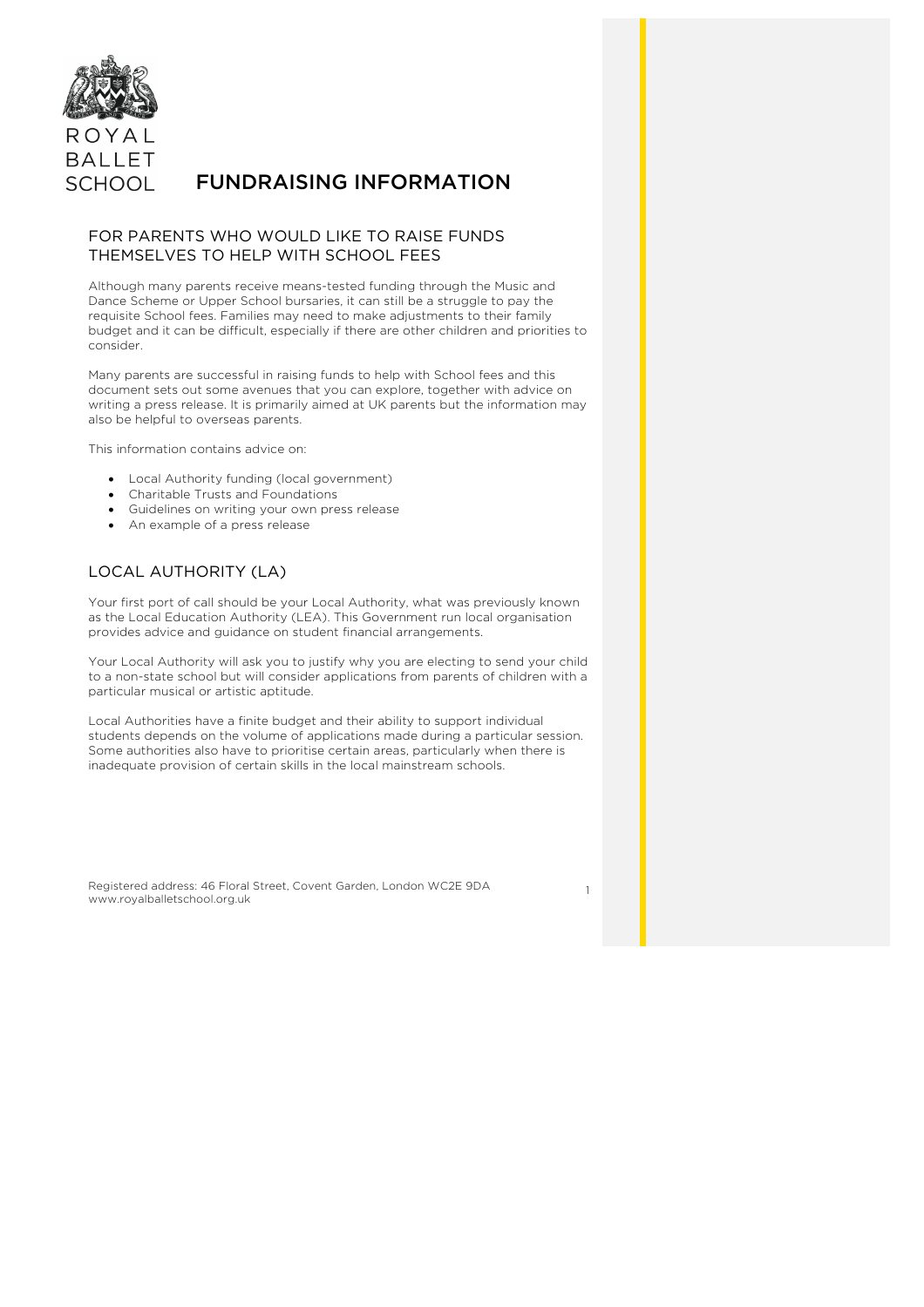ROYAL BALLET SCHOOL

# FUNDRAISING INFORMATION

## FOR PARENTS WHO WOULD LIKE TO RAISE FUNDS THEMSELVES TO HELP WITH SCHOOL FEES

Although many parents receive means-tested funding through the Music and Dance Scheme or Upper School bursaries, it can still be a struggle to pay the requisite School fees. Families may need to make adjustments to their family budget and it can be difficult, especially if there are other children and priorities to consider.

Many parents are successful in raising funds to help with School fees and this document sets out some avenues that you can explore, together with advice on writing a press release. It is primarily aimed at UK parents but the information may also be helpful to overseas parents.

This information contains advice on:

- Local Authority funding (local government)
- Charitable Trusts and Foundations
- Guidelines on writing your own press release
- An example of a press release

## LOCAL AUTHORITY (LA)

Your first port of call should be your Local Authority, what was previously known as the Local Education Authority (LEA). This Government run local organisation provides advice and guidance on student financial arrangements.

Your Local Authority will ask you to justify why you are electing to send your child to a non-state school but will consider applications from parents of children with a particular musical or artistic aptitude.

Local Authorities have a finite budget and their ability to support individual students depends on the volume of applications made during a particular session. Some authorities also have to prioritise certain areas, particularly when there is inadequate provision of certain skills in the local mainstream schools.

Registered address: 46 Floral Street, Covent Garden, London WC2E 9DA
www.royalballetschool.org.uk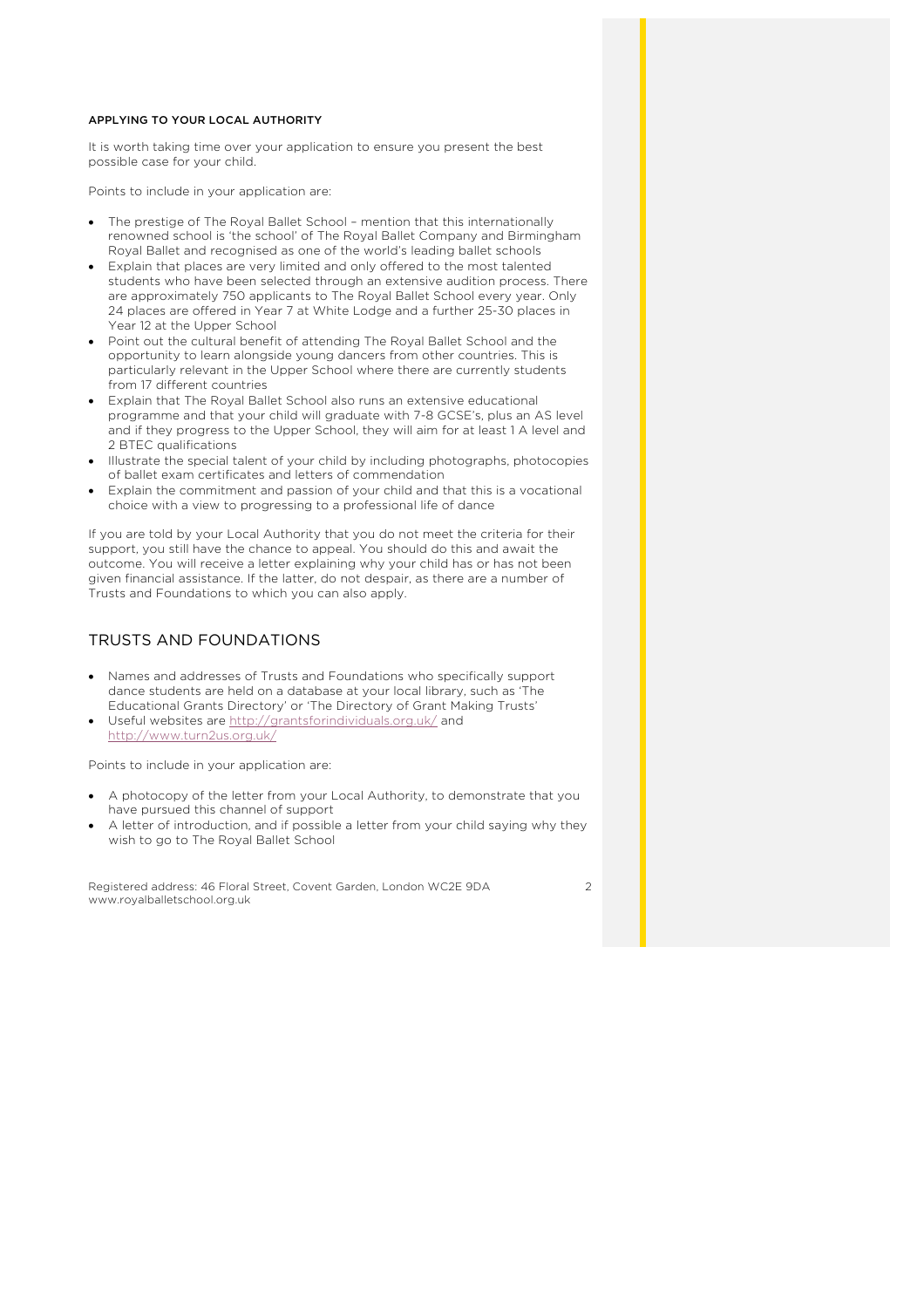**APPLYING TO YOUR LOCAL AUTHORITY**

It is worth taking time over your application to ensure you present the best possible case for your child.

Points to include in your application are:

- The prestige of The Royal Ballet School – mention that this internationally renowned school is 'the school' of The Royal Ballet Company and Birmingham Royal Ballet and recognised as one of the world's leading ballet schools
- Explain that places are very limited and only offered to the most talented students who have been selected through an extensive audition process. There are approximately 750 applicants to The Royal Ballet School every year. Only 24 places are offered in Year 7 at White Lodge and a further 25-30 places in Year 12 at the Upper School
- Point out the cultural benefit of attending The Royal Ballet School and the opportunity to learn alongside young dancers from other countries. This is particularly relevant in the Upper School where there are currently students from 17 different countries
- Explain that The Royal Ballet School also runs an extensive educational programme and that your child will graduate with 7-8 GCSE's, plus an AS level and if they progress to the Upper School, they will aim for at least 1 A level and 2 BTEC qualifications
- Illustrate the special talent of your child by including photographs, photocopies of ballet exam certificates and letters of commendation
- Explain the commitment and passion of your child and that this is a vocational choice with a view to progressing to a professional life of dance

If you are told by your Local Authority that you do not meet the criteria for their support, you still have the chance to appeal. You should do this and await the outcome. You will receive a letter explaining why your child has or has not been given financial assistance. If the latter, do not despair, as there are a number of Trusts and Foundations to which you can also apply.

## TRUSTS AND FOUNDATIONS

- Names and addresses of Trusts and Foundations who specifically support dance students are held on a database at your local library, such as 'The Educational Grants Directory' or 'The Directory of Grant Making Trusts'
- Useful websites are http://grantsforindividuals.org.uk/ and http://www.turn2us.org.uk/

Points to include in your application are:

- A photocopy of the letter from your Local Authority, to demonstrate that you have pursued this channel of support
- A letter of introduction, and if possible a letter from your child saying why they wish to go to The Royal Ballet School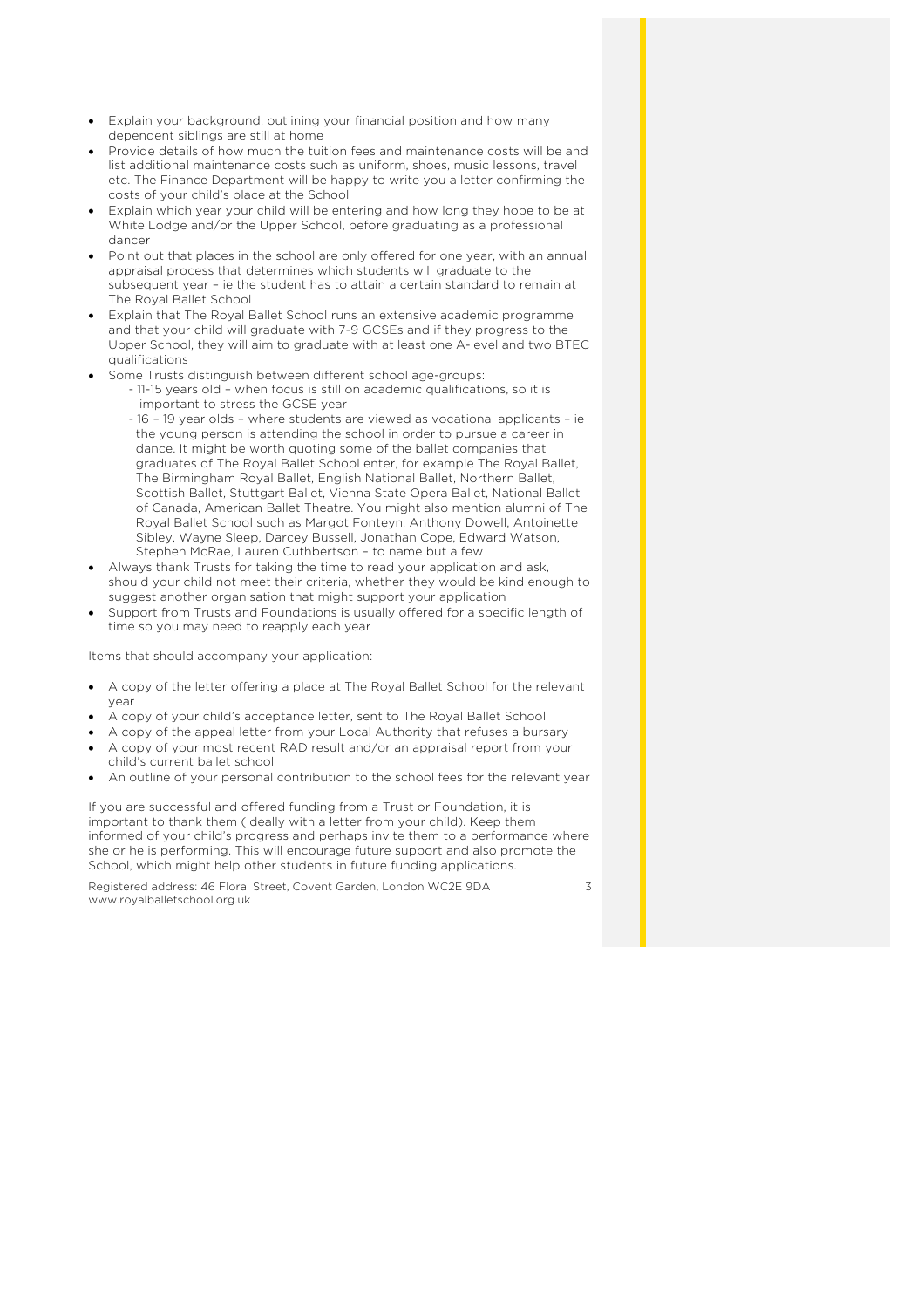- Explain your background, outlining your financial position and how many dependent siblings are still at home
- Provide details of how much the tuition fees and maintenance costs will be and list additional maintenance costs such as uniform, shoes, music lessons, travel etc. The Finance Department will be happy to write you a letter confirming the costs of your child's place at the School
- Explain which year your child will be entering and how long they hope to be at White Lodge and/or the Upper School, before graduating as a professional dancer
- Point out that places in the school are only offered for one year, with an annual appraisal process that determines which students will graduate to the subsequent year – ie the student has to attain a certain standard to remain at The Royal Ballet School
- Explain that The Royal Ballet School runs an extensive academic programme and that your child will graduate with 7-9 GCSEs and if they progress to the Upper School, they will aim to graduate with at least one A-level and two BTEC qualifications
- Some Trusts distinguish between different school age-groups:
  - 11-15 years old – when focus is still on academic qualifications, so it is important to stress the GCSE year
  - 16 – 19 year olds – where students are viewed as vocational applicants – ie the young person is attending the school in order to pursue a career in dance. It might be worth quoting some of the ballet companies that graduates of The Royal Ballet School enter, for example The Royal Ballet, The Birmingham Royal Ballet, English National Ballet, Northern Ballet, Scottish Ballet, Stuttgart Ballet, Vienna State Opera Ballet, National Ballet of Canada, American Ballet Theatre. You might also mention alumni of The Royal Ballet School such as Margot Fonteyn, Anthony Dowell, Antoinette Sibley, Wayne Sleep, Darcey Bussell, Jonathan Cope, Edward Watson, Stephen McRae, Lauren Cuthbertson – to name but a few
- Always thank Trusts for taking the time to read your application and ask, should your child not meet their criteria, whether they would be kind enough to suggest another organisation that might support your application
- Support from Trusts and Foundations is usually offered for a specific length of time so you may need to reapply each year

Items that should accompany your application:

- A copy of the letter offering a place at The Royal Ballet School for the relevant year
- A copy of your child's acceptance letter, sent to The Royal Ballet School
- A copy of the appeal letter from your Local Authority that refuses a bursary
- A copy of your most recent RAD result and/or an appraisal report from your child's current ballet school
- An outline of your personal contribution to the school fees for the relevant year

If you are successful and offered funding from a Trust or Foundation, it is important to thank them (ideally with a letter from your child). Keep them informed of your child's progress and perhaps invite them to a performance where she or he is performing. This will encourage future support and also promote the School, which might help other students in future funding applications.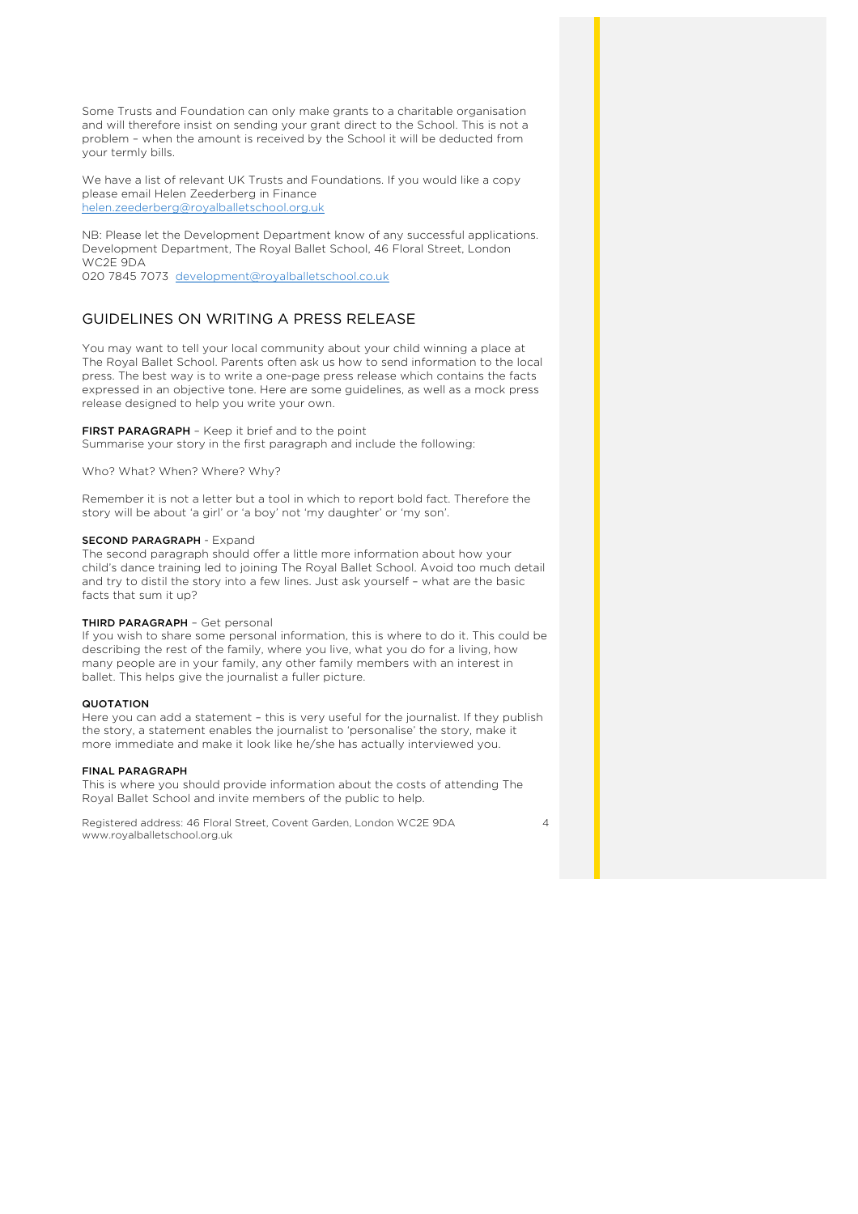Some Trusts and Foundation can only make grants to a charitable organisation and will therefore insist on sending your grant direct to the School. This is not a problem – when the amount is received by the School it will be deducted from your termly bills.

We have a list of relevant UK Trusts and Foundations. If you would like a copy please email Helen Zeederberg in Finance helen.zeederberg@royalballetschool.org.uk

NB: Please let the Development Department know of any successful applications. Development Department, The Royal Ballet School, 46 Floral Street, London WC2E 9DA
020 7845 7073 development@royalballetschool.co.uk

## GUIDELINES ON WRITING A PRESS RELEASE

You may want to tell your local community about your child winning a place at The Royal Ballet School. Parents often ask us how to send information to the local press. The best way is to write a one-page press release which contains the facts expressed in an objective tone. Here are some guidelines, as well as a mock press release designed to help you write your own.

**FIRST PARAGRAPH** – Keep it brief and to the point
Summarise your story in the first paragraph and include the following:

Who? What? When? Where? Why?

Remember it is not a letter but a tool in which to report bold fact. Therefore the story will be about 'a girl' or 'a boy' not 'my daughter' or 'my son'.

**SECOND PARAGRAPH** - Expand
The second paragraph should offer a little more information about how your child's dance training led to joining The Royal Ballet School. Avoid too much detail and try to distil the story into a few lines. Just ask yourself – what are the basic facts that sum it up?

**THIRD PARAGRAPH** – Get personal
If you wish to share some personal information, this is where to do it. This could be describing the rest of the family, where you live, what you do for a living, how many people are in your family, any other family members with an interest in ballet. This helps give the journalist a fuller picture.

**QUOTATION**
Here you can add a statement – this is very useful for the journalist. If they publish the story, a statement enables the journalist to 'personalise' the story, make it more immediate and make it look like he/she has actually interviewed you.

**FINAL PARAGRAPH**
This is where you should provide information about the costs of attending The Royal Ballet School and invite members of the public to help.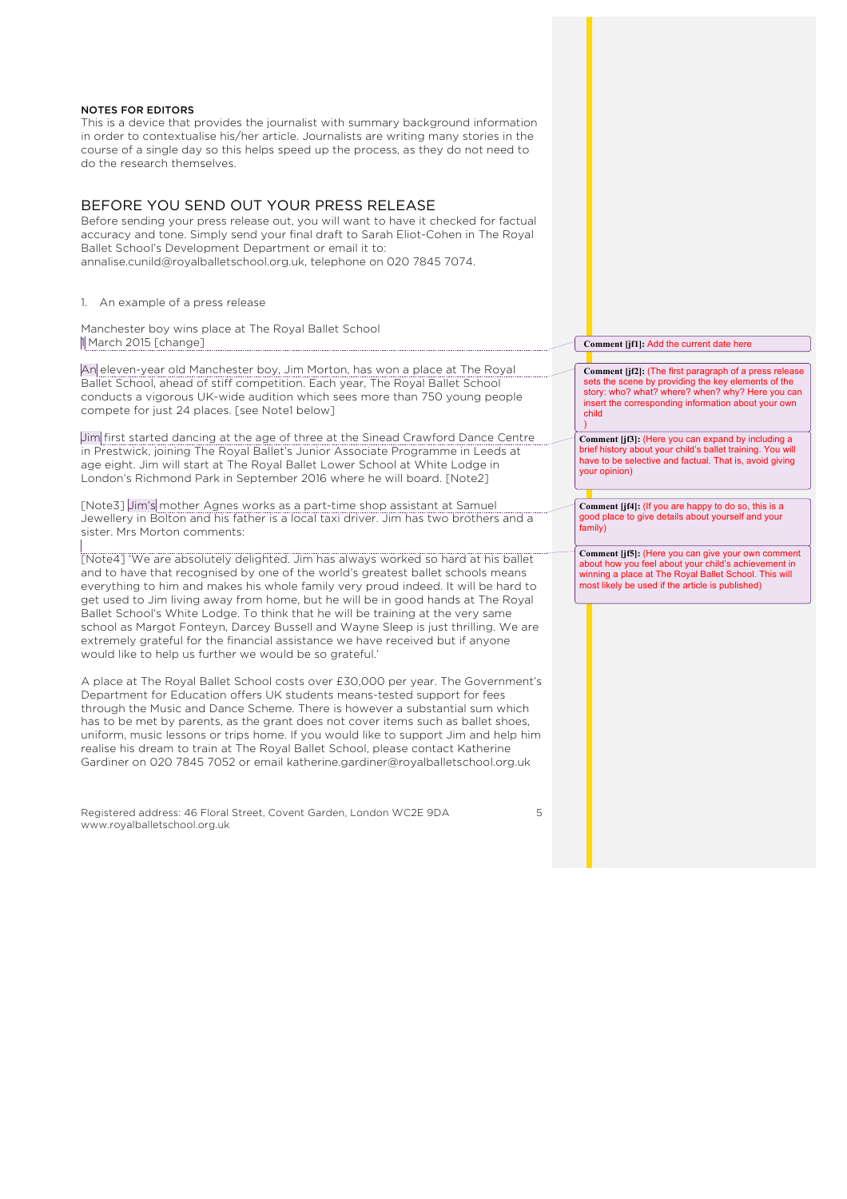**NOTES FOR EDITORS**

This is a device that provides the journalist with summary background information in order to contextualise his/her article. Journalists are writing many stories in the course of a single day so this helps speed up the process, as they do not need to do the research themselves.

## BEFORE YOU SEND OUT YOUR PRESS RELEASE

Before sending your press release out, you will want to have it checked for factual accuracy and tone. Simply send your final draft to Sarah Eliot-Cohen in The Royal Ballet School's Development Department or email it to: annalise.cunild@royalballetschool.org.uk, telephone on 020 7845 7074.

1. An example of a press release

Manchester boy wins place at The Royal Ballet School

1 March 2015 [change]

An eleven-year old Manchester boy, Jim Morton, has won a place at The Royal Ballet School, ahead of stiff competition. Each year, The Royal Ballet School conducts a vigorous UK-wide audition which sees more than 750 young people compete for just 24 places. [see Note1 below]

Jim first started dancing at the age of three at the Sinead Crawford Dance Centre in Prestwick, joining The Royal Ballet's Junior Associate Programme in Leeds at age eight. Jim will start at The Royal Ballet Lower School at White Lodge in London's Richmond Park in September 2016 where he will board. [Note2]

[Note3] Jim's mother Agnes works as a part-time shop assistant at Samuel Jewellery in Bolton and his father is a local taxi driver. Jim has two brothers and a sister. Mrs Morton comments:

[Note4] 'We are absolutely delighted. Jim has always worked so hard at his ballet and to have that recognised by one of the world's greatest ballet schools means everything to him and makes his whole family very proud indeed. It will be hard to get used to Jim living away from home, but he will be in good hands at The Royal Ballet School's White Lodge. To think that he will be training at the very same school as Margot Fonteyn, Darcey Bussell and Wayne Sleep is just thrilling. We are extremely grateful for the financial assistance we have received but if anyone would like to help us further we would be so grateful.'

A place at The Royal Ballet School costs over £30,000 per year. The Government's Department for Education offers UK students means-tested support for fees through the Music and Dance Scheme. There is however a substantial sum which has to be met by parents, as the grant does not cover items such as ballet shoes, uniform, music lessons or trips home. If you would like to support Jim and help him realise his dream to train at The Royal Ballet School, please contact Katherine Gardiner on 020 7845 7052 or email katherine.gardiner@royalballetschool.org.uk

**Comment [jf1]:** Add the current date here

**Comment [jf2]:** (The first paragraph of a press release sets the scene by providing the key elements of the story: who? what? where? when? why? Here you can insert the corresponding information about your own child )

**Comment [jf3]:** (Here you can expand by including a brief history about your child's ballet training. You will have to be selective and factual. That is, avoid giving your opinion)

**Comment [jf4]:** (If you are happy to do so, this is a good place to give details about yourself and your family)

**Comment [jf5]:** (Here you can give your own comment about how you feel about your child's achievement in winning a place at The Royal Ballet School. This will most likely be used if the article is published)

Registered address: 46 Floral Street, Covent Garden, London WC2E 9DA
www.royalballetschool.org.uk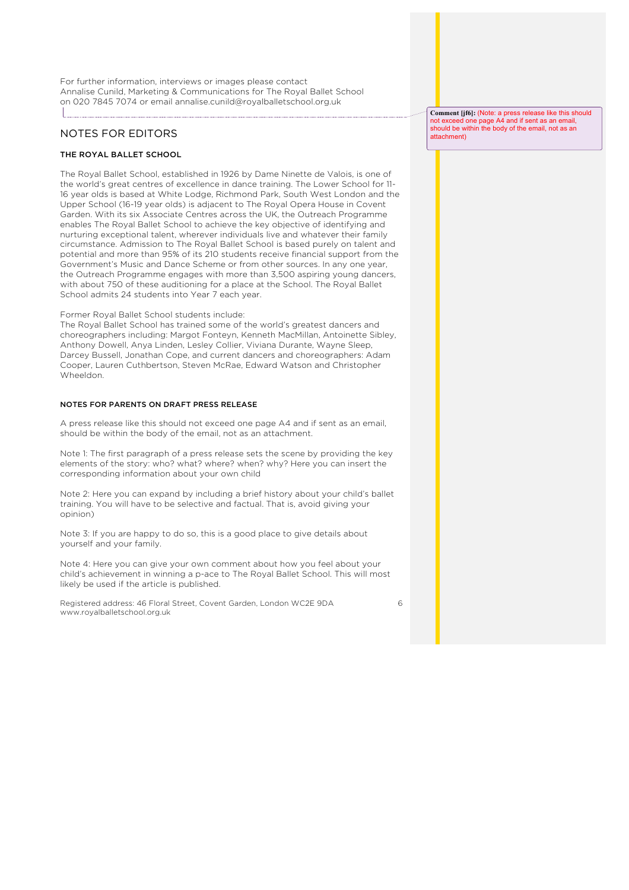For further information, interviews or images please contact
Annalise Cunild, Marketing & Communications for The Royal Ballet School
on 020 7845 7074 or email annalise.cunild@royalballetschool.org.uk

**Comment [jf6]:** (Note: a press release like this should not exceed one page A4 and if sent as an email, should be within the body of the email, not as an attachment)

## NOTES FOR EDITORS

### THE ROYAL BALLET SCHOOL

The Royal Ballet School, established in 1926 by Dame Ninette de Valois, is one of the world's great centres of excellence in dance training. The Lower School for 11-16 year olds is based at White Lodge, Richmond Park, South West London and the Upper School (16-19 year olds) is adjacent to The Royal Opera House in Covent Garden. With its six Associate Centres across the UK, the Outreach Programme enables The Royal Ballet School to achieve the key objective of identifying and nurturing exceptional talent, wherever individuals live and whatever their family circumstance. Admission to The Royal Ballet School is based purely on talent and potential and more than 95% of its 210 students receive financial support from the Government's Music and Dance Scheme or from other sources. In any one year, the Outreach Programme engages with more than 3,500 aspiring young dancers, with about 750 of these auditioning for a place at the School. The Royal Ballet School admits 24 students into Year 7 each year.

Former Royal Ballet School students include:
The Royal Ballet School has trained some of the world's greatest dancers and choreographers including: Margot Fonteyn, Kenneth MacMillan, Antoinette Sibley, Anthony Dowell, Anya Linden, Lesley Collier, Viviana Durante, Wayne Sleep, Darcey Bussell, Jonathan Cope, and current dancers and choreographers: Adam Cooper, Lauren Cuthbertson, Steven McRae, Edward Watson and Christopher Wheeldon.

### NOTES FOR PARENTS ON DRAFT PRESS RELEASE

A press release like this should not exceed one page A4 and if sent as an email, should be within the body of the email, not as an attachment.

Note 1: The first paragraph of a press release sets the scene by providing the key elements of the story: who? what? where? when? why? Here you can insert the corresponding information about your own child

Note 2: Here you can expand by including a brief history about your child's ballet training. You will have to be selective and factual. That is, avoid giving your opinion)

Note 3: If you are happy to do so, this is a good place to give details about yourself and your family.

Note 4: Here you can give your own comment about how you feel about your child's achievement in winning a p-ace to The Royal Ballet School. This will most likely be used if the article is published.

Registered address: 46 Floral Street, Covent Garden, London WC2E 9DA
www.royalballetschool.org.uk